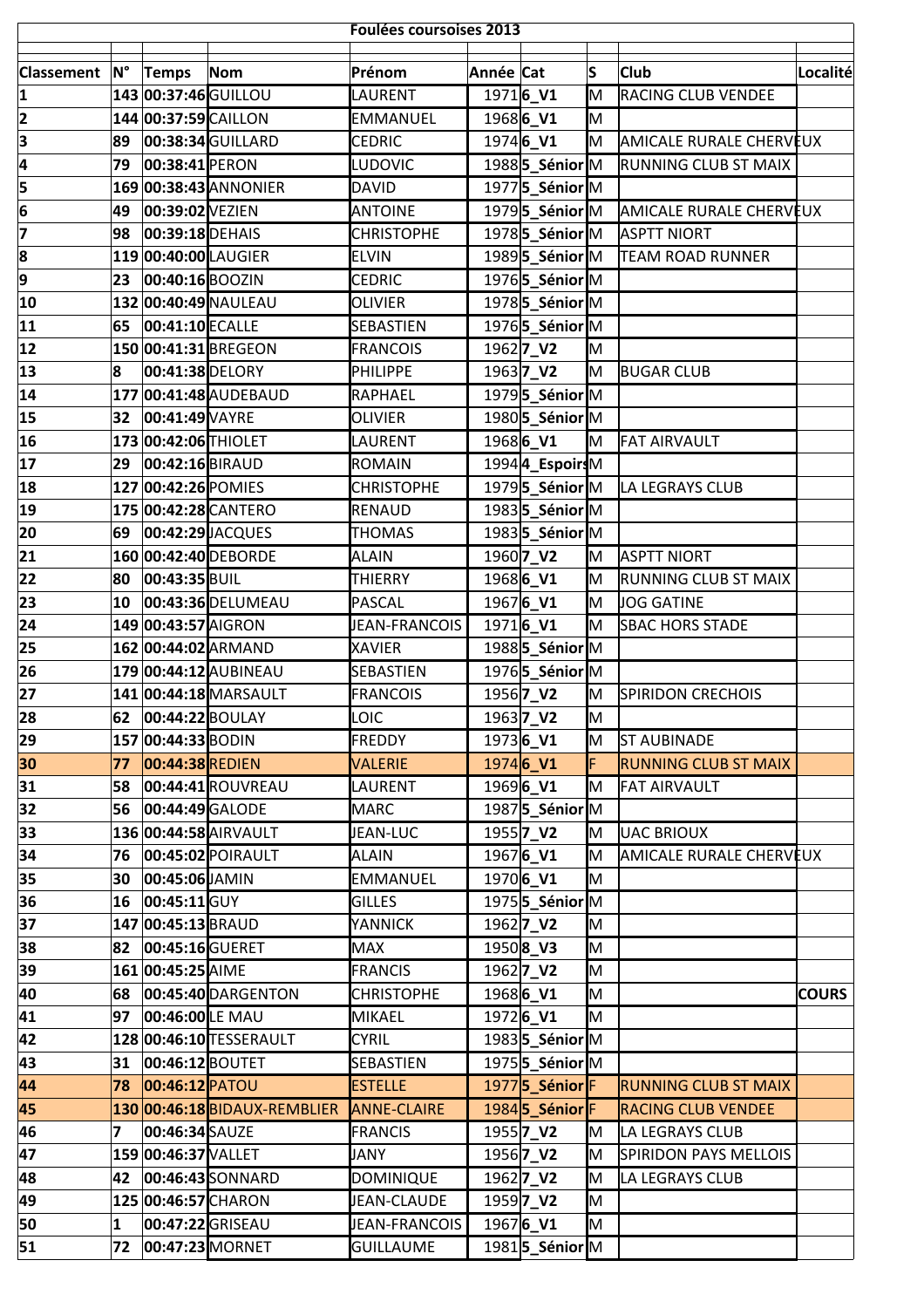# Foulées coursoises 2013

| Classement | N° | Temps | Nom | Prénom | Année | Cat | S | Club | Localité |
|---|---|---|---|---|---|---|---|---|---|
| 1 | 143 | 00:37:46 | GUILLOU | LAURENT | 1971 | 6_V1 | M | RACING CLUB VENDEE | |
| 2 | 144 | 00:37:59 | CAILLON | EMMANUEL | 1968 | 6_V1 | M | | |
| 3 | 89 | 00:38:34 | GUILLARD | CEDRIC | 1974 | 6_V1 | M | AMICALE RURALE CHERVEUX | |
| 4 | 79 | 00:38:41 | PERON | LUDOVIC | 1988 | 5_Sénior | M | RUNNING CLUB ST MAIX | |
| 5 | 169 | 00:38:43 | ANNONIER | DAVID | 1977 | 5_Sénior | M | | |
| 6 | 49 | 00:39:02 | VEZIEN | ANTOINE | 1979 | 5_Sénior | M | AMICALE RURALE CHERVEUX | |
| 7 | 98 | 00:39:18 | DEHAIS | CHRISTOPHE | 1978 | 5_Sénior | M | ASPTT NIORT | |
| 8 | 119 | 00:40:00 | LAUGIER | ELVIN | 1989 | 5_Sénior | M | TEAM ROAD RUNNER | |
| 9 | 23 | 00:40:16 | BOOZIN | CEDRIC | 1976 | 5_Sénior | M | | |
| 10 | 132 | 00:40:49 | NAULEAU | OLIVIER | 1978 | 5_Sénior | M | | |
| 11 | 65 | 00:41:10 | ECALLE | SEBASTIEN | 1976 | 5_Sénior | M | | |
| 12 | 150 | 00:41:31 | BREGEON | FRANCOIS | 1962 | 7_V2 | M | | |
| 13 | 8 | 00:41:38 | DELORY | PHILIPPE | 1963 | 7_V2 | M | BUGAR CLUB | |
| 14 | 177 | 00:41:48 | AUDEBAUD | RAPHAEL | 1979 | 5_Sénior | M | | |
| 15 | 32 | 00:41:49 | VAYRE | OLIVIER | 1980 | 5_Sénior | M | | |
| 16 | 173 | 00:42:06 | THIOLET | LAURENT | 1968 | 6_V1 | M | FAT AIRVAULT | |
| 17 | 29 | 00:42:16 | BIRAUD | ROMAIN | 1994 | 4_Espoirs | M | | |
| 18 | 127 | 00:42:26 | POMIES | CHRISTOPHE | 1979 | 5_Sénior | M | LA LEGRAYS CLUB | |
| 19 | 175 | 00:42:28 | CANTERO | RENAUD | 1983 | 5_Sénior | M | | |
| 20 | 69 | 00:42:29 | JACQUES | THOMAS | 1983 | 5_Sénior | M | | |
| 21 | 160 | 00:42:40 | DEBORDE | ALAIN | 1960 | 7_V2 | M | ASPTT NIORT | |
| 22 | 80 | 00:43:35 | BUIL | THIERRY | 1968 | 6_V1 | M | RUNNING CLUB ST MAIX | |
| 23 | 10 | 00:43:36 | DELUMEAU | PASCAL | 1967 | 6_V1 | M | JOG GATINE | |
| 24 | 149 | 00:43:57 | AIGRON | JEAN-FRANCOIS | 1971 | 6_V1 | M | SBAC HORS STADE | |
| 25 | 162 | 00:44:02 | ARMAND | XAVIER | 1988 | 5_Sénior | M | | |
| 26 | 179 | 00:44:12 | AUBINEAU | SEBASTIEN | 1976 | 5_Sénior | M | | |
| 27 | 141 | 00:44:18 | MARSAULT | FRANCOIS | 1956 | 7_V2 | M | SPIRIDON CRECHOIS | |
| 28 | 62 | 00:44:22 | BOULAY | LOIC | 1963 | 7_V2 | M | | |
| 29 | 157 | 00:44:33 | BODIN | FREDDY | 1973 | 6_V1 | M | ST AUBINADE | |
| 30 | 77 | 00:44:38 | REDIEN | VALERIE | 1974 | 6_V1 | F | RUNNING CLUB ST MAIX | |
| 31 | 58 | 00:44:41 | ROUVREAU | LAURENT | 1969 | 6_V1 | M | FAT AIRVAULT | |
| 32 | 56 | 00:44:49 | GALODE | MARC | 1987 | 5_Sénior | M | | |
| 33 | 136 | 00:44:58 | AIRVAULT | JEAN-LUC | 1955 | 7_V2 | M | UAC BRIOUX | |
| 34 | 76 | 00:45:02 | POIRAULT | ALAIN | 1967 | 6_V1 | M | AMICALE RURALE CHERVEUX | |
| 35 | 30 | 00:45:06 | JAMIN | EMMANUEL | 1970 | 6_V1 | M | | |
| 36 | 16 | 00:45:11 | GUY | GILLES | 1975 | 5_Sénior | M | | |
| 37 | 147 | 00:45:13 | BRAUD | YANNICK | 1962 | 7_V2 | M | | |
| 38 | 82 | 00:45:16 | GUERET | MAX | 1950 | 8_V3 | M | | |
| 39 | 161 | 00:45:25 | AIME | FRANCIS | 1962 | 7_V2 | M | | |
| 40 | 68 | 00:45:40 | DARGENTON | CHRISTOPHE | 1968 | 6_V1 | M | | COURS |
| 41 | 97 | 00:46:00 | LE MAU | MIKAEL | 1972 | 6_V1 | M | | |
| 42 | 128 | 00:46:10 | TESSERAULT | CYRIL | 1983 | 5_Sénior | M | | |
| 43 | 31 | 00:46:12 | BOUTET | SEBASTIEN | 1975 | 5_Sénior | M | | |
| 44 | 78 | 00:46:12 | PATOU | ESTELLE | 1977 | 5_Sénior | F | RUNNING CLUB ST MAIX | |
| 45 | 130 | 00:46:18 | BIDAUX-REMBLIER | ANNE-CLAIRE | 1984 | 5_Sénior | F | RACING CLUB VENDEE | |
| 46 | 7 | 00:46:34 | SAUZE | FRANCIS | 1955 | 7_V2 | M | LA LEGRAYS CLUB | |
| 47 | 159 | 00:46:37 | VALLET | JANY | 1956 | 7_V2 | M | SPIRIDON PAYS MELLOIS | |
| 48 | 42 | 00:46:43 | SONNARD | DOMINIQUE | 1962 | 7_V2 | M | LA LEGRAYS CLUB | |
| 49 | 125 | 00:46:57 | CHARON | JEAN-CLAUDE | 1959 | 7_V2 | M | | |
| 50 | 1 | 00:47:22 | GRISEAU | JEAN-FRANCOIS | 1967 | 6_V1 | M | | |
| 51 | 72 | 00:47:23 | MORNET | GUILLAUME | 1981 | 5_Sénior | M | | |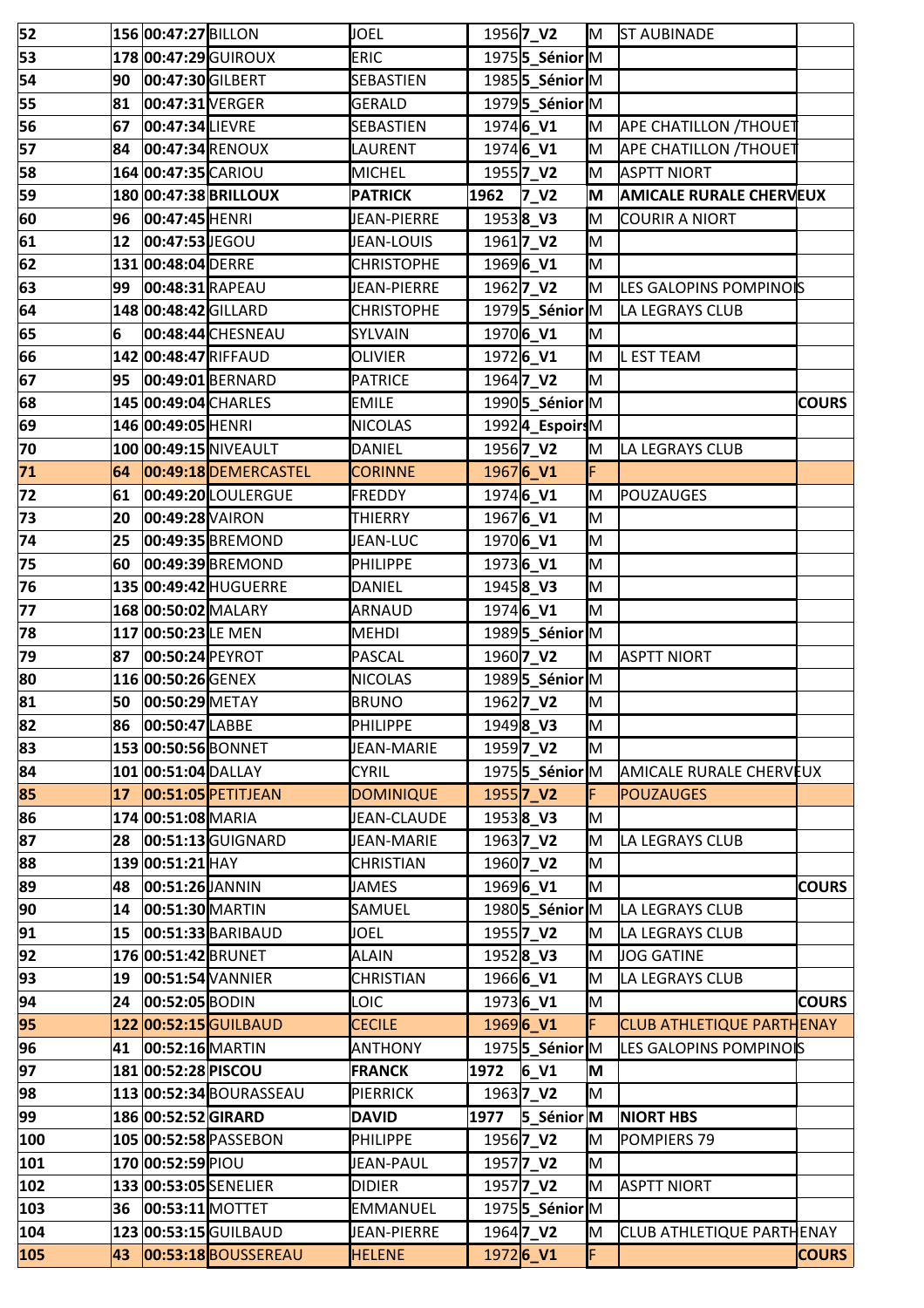| | | | | | | | | | |
|---|---|---|---|---|---|---|---|---|---|
| 52 | 156 | 00:47:27 | BILLON | JOEL | 1956 | 7_V2 | M | ST AUBINADE | |
| 53 | 178 | 00:47:29 | GUIROUX | ERIC | 1975 | 5_Sénior | M | | |
| 54 | 90 | 00:47:30 | GILBERT | SEBASTIEN | 1985 | 5_Sénior | M | | |
| 55 | 81 | 00:47:31 | VERGER | GERALD | 1979 | 5_Sénior | M | | |
| 56 | 67 | 00:47:34 | LIEVRE | SEBASTIEN | 1974 | 6_V1 | M | APE CHATILLON /THOUET | |
| 57 | 84 | 00:47:34 | RENOUX | LAURENT | 1974 | 6_V1 | M | APE CHATILLON /THOUET | |
| 58 | 164 | 00:47:35 | CARIOU | MICHEL | 1955 | 7_V2 | M | ASPTT NIORT | |
| 59 | 180 | 00:47:38 | **BRILLOUX** | **PATRICK** | 1962 | 7_V2 | **M** | **AMICALE RURALE CHERVEUX** | |
| 60 | 96 | 00:47:45 | HENRI | JEAN-PIERRE | 1953 | 8_V3 | M | COURIR A NIORT | |
| 61 | 12 | 00:47:53 | JEGOU | JEAN-LOUIS | 1961 | 7_V2 | M | | |
| 62 | 131 | 00:48:04 | DERRE | CHRISTOPHE | 1969 | 6_V1 | M | | |
| 63 | 99 | 00:48:31 | RAPEAU | JEAN-PIERRE | 1962 | 7_V2 | M | LES GALOPINS POMPINOIS | |
| 64 | 148 | 00:48:42 | GILLARD | CHRISTOPHE | 1979 | 5_Sénior | M | LA LEGRAYS CLUB | |
| 65 | 6 | 00:48:44 | CHESNEAU | SYLVAIN | 1970 | 6_V1 | M | | |
| 66 | 142 | 00:48:47 | RIFFAUD | OLIVIER | 1972 | 6_V1 | M | L EST TEAM | |
| 67 | 95 | 00:49:01 | BERNARD | PATRICE | 1964 | 7_V2 | M | | |
| 68 | 145 | 00:49:04 | CHARLES | EMILE | 1990 | 5_Sénior | M | | COURS |
| 69 | 146 | 00:49:05 | HENRI | NICOLAS | 1992 | 4_Espoirs | M | | |
| 70 | 100 | 00:49:15 | NIVEAULT | DANIEL | 1956 | 7_V2 | M | LA LEGRAYS CLUB | |
| 71 | 64 | 00:49:18 | DEMERCASTEL | CORINNE | 1967 | 6_V1 | F | | |
| 72 | 61 | 00:49:20 | LOULERGUE | FREDDY | 1974 | 6_V1 | M | POUZAUGES | |
| 73 | 20 | 00:49:28 | VAIRON | THIERRY | 1967 | 6_V1 | M | | |
| 74 | 25 | 00:49:35 | BREMOND | JEAN-LUC | 1970 | 6_V1 | M | | |
| 75 | 60 | 00:49:39 | BREMOND | PHILIPPE | 1973 | 6_V1 | M | | |
| 76 | 135 | 00:49:42 | HUGUERRE | DANIEL | 1945 | 8_V3 | M | | |
| 77 | 168 | 00:50:02 | MALARY | ARNAUD | 1974 | 6_V1 | M | | |
| 78 | 117 | 00:50:23 | LE MEN | MEHDI | 1989 | 5_Sénior | M | | |
| 79 | 87 | 00:50:24 | PEYROT | PASCAL | 1960 | 7_V2 | M | ASPTT NIORT | |
| 80 | 116 | 00:50:26 | GENEX | NICOLAS | 1989 | 5_Sénior | M | | |
| 81 | 50 | 00:50:29 | METAY | BRUNO | 1962 | 7_V2 | M | | |
| 82 | 86 | 00:50:47 | LABBE | PHILIPPE | 1949 | 8_V3 | M | | |
| 83 | 153 | 00:50:56 | BONNET | JEAN-MARIE | 1959 | 7_V2 | M | | |
| 84 | 101 | 00:51:04 | DALLAY | CYRIL | 1975 | 5_Sénior | M | AMICALE RURALE CHERVEUX | |
| 85 | 17 | 00:51:05 | PETITJEAN | DOMINIQUE | 1955 | 7_V2 | F | POUZAUGES | |
| 86 | 174 | 00:51:08 | MARIA | JEAN-CLAUDE | 1953 | 8_V3 | M | | |
| 87 | 28 | 00:51:13 | GUIGNARD | JEAN-MARIE | 1963 | 7_V2 | M | LA LEGRAYS CLUB | |
| 88 | 139 | 00:51:21 | HAY | CHRISTIAN | 1960 | 7_V2 | M | | |
| 89 | 48 | 00:51:26 | JANNIN | JAMES | 1969 | 6_V1 | M | | COURS |
| 90 | 14 | 00:51:30 | MARTIN | SAMUEL | 1980 | 5_Sénior | M | LA LEGRAYS CLUB | |
| 91 | 15 | 00:51:33 | BARIBAUD | JOEL | 1955 | 7_V2 | M | LA LEGRAYS CLUB | |
| 92 | 176 | 00:51:42 | BRUNET | ALAIN | 1952 | 8_V3 | M | JOG GATINE | |
| 93 | 19 | 00:51:54 | VANNIER | CHRISTIAN | 1966 | 6_V1 | M | LA LEGRAYS CLUB | |
| 94 | 24 | 00:52:05 | BODIN | LOIC | 1973 | 6_V1 | M | | COURS |
| 95 | 122 | 00:52:15 | GUILBAUD | CECILE | 1969 | 6_V1 | F | CLUB ATHLETIQUE PARTHENAY | |
| 96 | 41 | 00:52:16 | MARTIN | ANTHONY | 1975 | 5_Sénior | M | LES GALOPINS POMPINOIS | |
| 97 | 181 | 00:52:28 | **PISCOU** | **FRANCK** | 1972 | 6_V1 | **M** | | |
| 98 | 113 | 00:52:34 | BOURASSEAU | PIERRICK | 1963 | 7_V2 | M | | |
| 99 | 186 | 00:52:52 | **GIRARD** | **DAVID** | 1977 | 5_Sénior | **M** | **NIORT HBS** | |
| 100 | 105 | 00:52:58 | PASSEBON | PHILIPPE | 1956 | 7_V2 | M | POMPIERS 79 | |
| 101 | 170 | 00:52:59 | PIOU | JEAN-PAUL | 1957 | 7_V2 | M | | |
| 102 | 133 | 00:53:05 | SENELIER | DIDIER | 1957 | 7_V2 | M | ASPTT NIORT | |
| 103 | 36 | 00:53:11 | MOTTET | EMMANUEL | 1975 | 5_Sénior | M | | |
| 104 | 123 | 00:53:15 | GUILBAUD | JEAN-PIERRE | 1964 | 7_V2 | M | CLUB ATHLETIQUE PARTHENAY | |
| 105 | 43 | 00:53:18 | BOUSSEREAU | HELENE | 1972 | 6_V1 | F | | COURS |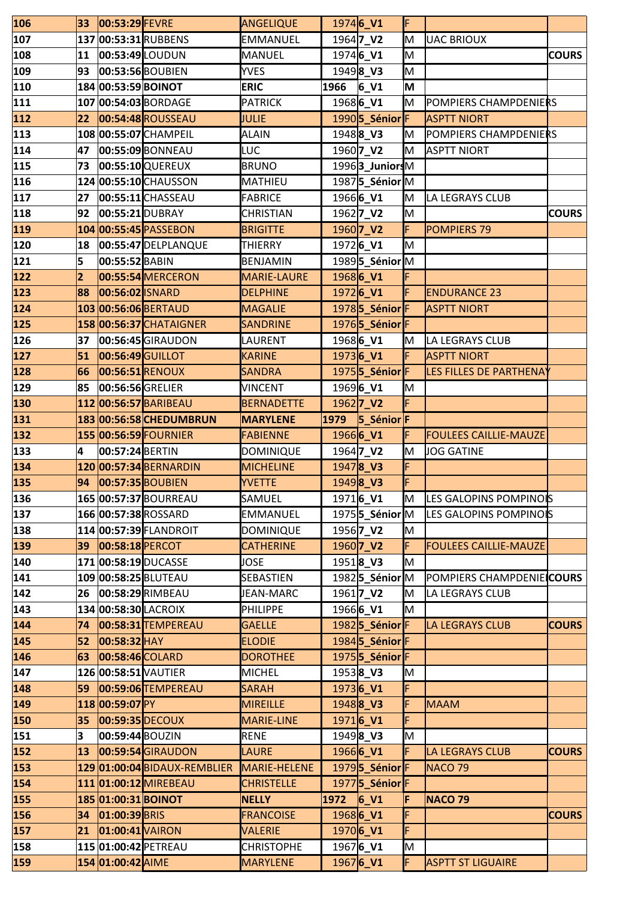| 106 | 33 | 00:53:29 | FEVRE | ANGELIQUE | 1974 | 6_V1 | F | | |
|---|---|---|---|---|---|---|---|---|---|
| 107 | 137 | 00:53:31 | RUBBENS | EMMANUEL | 1964 | 7_V2 | M | UAC BRIOUX | |
| 108 | 11 | 00:53:49 | LOUDUN | MANUEL | 1974 | 6_V1 | M | | COURS |
| 109 | 93 | 00:53:56 | BOUBIEN | YVES | 1949 | 8_V3 | M | | |
| 110 | 184 | 00:53:59 | **BOINOT** | **ERIC** | **1966** | 6_V1 | **M** | | |
| 111 | 107 | 00:54:03 | BORDAGE | PATRICK | 1968 | 6_V1 | M | POMPIERS CHAMPDENIERS | |
| 112 | 22 | 00:54:48 | ROUSSEAU | JULIE | 1990 | 5_Sénior | F | ASPTT NIORT | |
| 113 | 108 | 00:55:07 | CHAMPEIL | ALAIN | 1948 | 8_V3 | M | POMPIERS CHAMPDENIERS | |
| 114 | 47 | 00:55:09 | BONNEAU | LUC | 1960 | 7_V2 | M | ASPTT NIORT | |
| 115 | 73 | 00:55:10 | QUEREUX | BRUNO | 1996 | 3_Juniors | M | | |
| 116 | 124 | 00:55:10 | CHAUSSON | MATHIEU | 1987 | 5_Sénior | M | | |
| 117 | 27 | 00:55:11 | CHASSEAU | FABRICE | 1966 | 6_V1 | M | LA LEGRAYS CLUB | |
| 118 | 92 | 00:55:21 | DUBRAY | CHRISTIAN | 1962 | 7_V2 | M | | COURS |
| 119 | 104 | 00:55:45 | PASSEBON | BRIGITTE | 1960 | 7_V2 | F | POMPIERS 79 | |
| 120 | 18 | 00:55:47 | DELPLANQUE | THIERRY | 1972 | 6_V1 | M | | |
| 121 | 5 | 00:55:52 | BABIN | BENJAMIN | 1989 | 5_Sénior | M | | |
| 122 | 2 | 00:55:54 | MERCERON | MARIE-LAURE | 1968 | 6_V1 | F | | |
| 123 | 88 | 00:56:02 | ISNARD | DELPHINE | 1972 | 6_V1 | F | ENDURANCE 23 | |
| 124 | 103 | 00:56:06 | BERTAUD | MAGALIE | 1978 | 5_Sénior | F | ASPTT NIORT | |
| 125 | 158 | 00:56:37 | CHATAIGNER | SANDRINE | 1976 | 5_Sénior | F | | |
| 126 | 37 | 00:56:45 | GIRAUDON | LAURENT | 1968 | 6_V1 | M | LA LEGRAYS CLUB | |
| 127 | 51 | 00:56:49 | GUILLOT | KARINE | 1973 | 6_V1 | F | ASPTT NIORT | |
| 128 | 66 | 00:56:51 | RENOUX | SANDRA | 1975 | 5_Sénior | F | LES FILLES DE PARTHENAY | |
| 129 | 85 | 00:56:56 | GRELIER | VINCENT | 1969 | 6_V1 | M | | |
| 130 | 112 | 00:56:57 | BARIBEAU | BERNADETTE | 1962 | 7_V2 | F | | |
| 131 | 183 | 00:56:58 | **CHEDUMBRUN** | **MARYLENE** | **1979** | 5_Sénior | **F** | | |
| 132 | 155 | 00:56:59 | FOURNIER | FABIENNE | 1966 | 6_V1 | F | FOULEES CAILLIE-MAUZE | |
| 133 | 4 | 00:57:24 | BERTIN | DOMINIQUE | 1964 | 7_V2 | M | JOG GATINE | |
| 134 | 120 | 00:57:34 | BERNARDIN | MICHELINE | 1947 | 8_V3 | F | | |
| 135 | 94 | 00:57:35 | BOUBIEN | YVETTE | 1949 | 8_V3 | F | | |
| 136 | 165 | 00:57:37 | BOURREAU | SAMUEL | 1971 | 6_V1 | M | LES GALOPINS POMPINOIS | |
| 137 | 166 | 00:57:38 | ROSSARD | EMMANUEL | 1975 | 5_Sénior | M | LES GALOPINS POMPINOIS | |
| 138 | 114 | 00:57:39 | FLANDROIT | DOMINIQUE | 1956 | 7_V2 | M | | |
| 139 | 39 | 00:58:18 | PERCOT | CATHERINE | 1960 | 7_V2 | F | FOULEES CAILLIE-MAUZE | |
| 140 | 171 | 00:58:19 | DUCASSE | JOSE | 1951 | 8_V3 | M | | |
| 141 | 109 | 00:58:25 | BLUTEAU | SEBASTIEN | 1982 | 5_Sénior | M | POMPIERS CHAMPDENIE | COURS |
| 142 | 26 | 00:58:29 | RIMBEAU | JEAN-MARC | 1961 | 7_V2 | M | LA LEGRAYS CLUB | |
| 143 | 134 | 00:58:30 | LACROIX | PHILIPPE | 1966 | 6_V1 | M | | |
| 144 | 74 | 00:58:31 | TEMPEREAU | GAELLE | 1982 | 5_Sénior | F | LA LEGRAYS CLUB | COURS |
| 145 | 52 | 00:58:32 | HAY | ELODIE | 1984 | 5_Sénior | F | | |
| 146 | 63 | 00:58:46 | COLARD | DOROTHEE | 1975 | 5_Sénior | F | | |
| 147 | 126 | 00:58:51 | VAUTIER | MICHEL | 1953 | 8_V3 | M | | |
| 148 | 59 | 00:59:06 | TEMPEREAU | SARAH | 1973 | 6_V1 | F | | |
| 149 | 118 | 00:59:07 | PY | MIREILLE | 1948 | 8_V3 | F | MAAM | |
| 150 | 35 | 00:59:35 | DECOUX | MARIE-LINE | 1971 | 6_V1 | F | | |
| 151 | 3 | 00:59:44 | BOUZIN | RENE | 1949 | 8_V3 | M | | |
| 152 | 13 | 00:59:54 | GIRAUDON | LAURE | 1966 | 6_V1 | F | LA LEGRAYS CLUB | COURS |
| 153 | 129 | 01:00:04 | BIDAUX-REMBLIER | MARIE-HELENE | 1979 | 5_Sénior | F | NACO 79 | |
| 154 | 111 | 01:00:12 | MIREBEAU | CHRISTELLE | 1977 | 5_Sénior | F | | |
| 155 | 185 | 01:00:31 | **BOINOT** | **NELLY** | **1972** | 6_V1 | **F** | **NACO 79** | |
| 156 | 34 | 01:00:39 | BRIS | FRANCOISE | 1968 | 6_V1 | F | | COURS |
| 157 | 21 | 01:00:41 | VAIRON | VALERIE | 1970 | 6_V1 | F | | |
| 158 | 115 | 01:00:42 | PETREAU | CHRISTOPHE | 1967 | 6_V1 | M | | |
| 159 | 154 | 01:00:42 | AIME | MARYLENE | 1967 | 6_V1 | F | ASPTT ST LIGUAIRE | |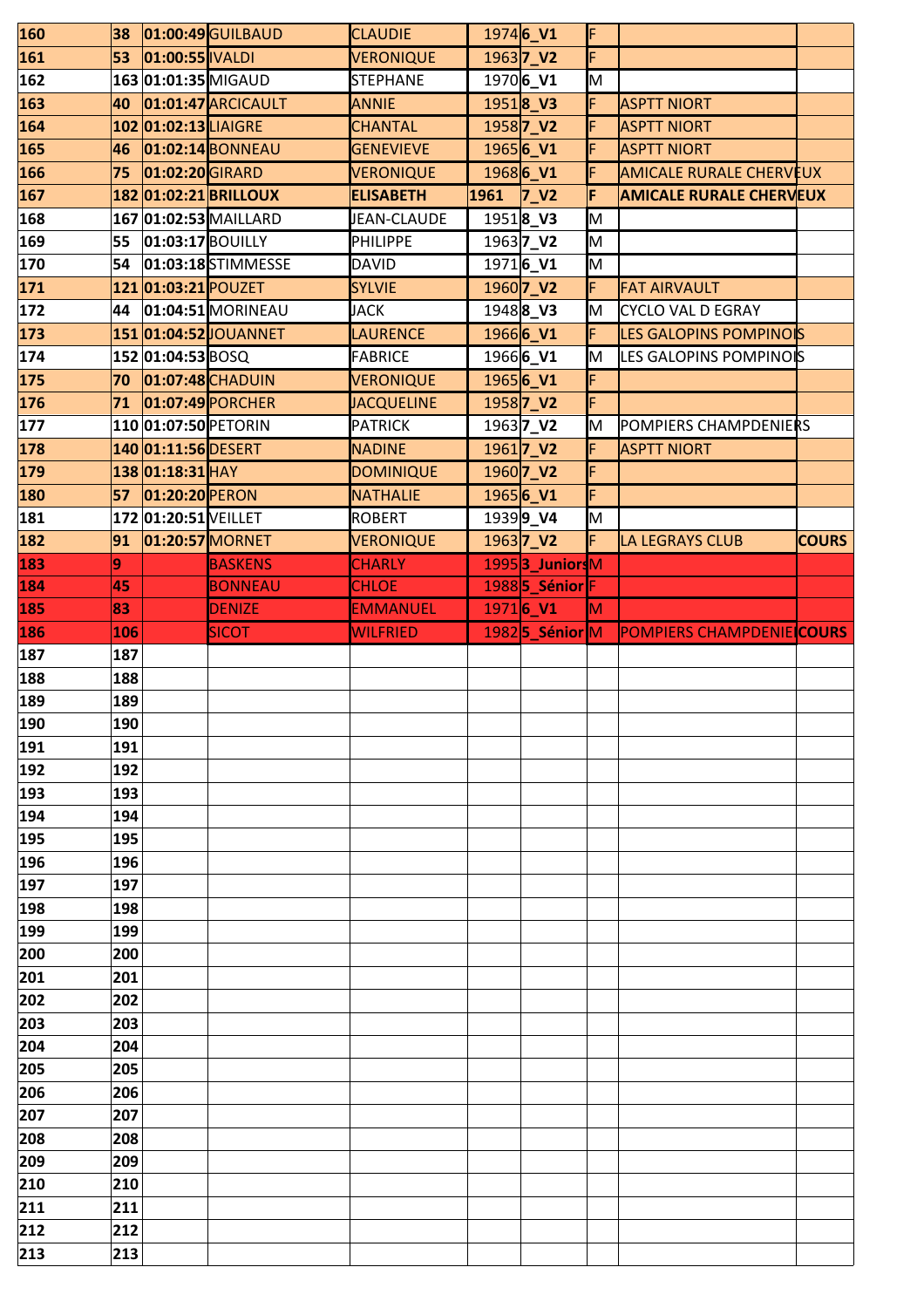| | | | | | | | | | |
|---|---|---|---|---|---|---|---|---|---|
| 160 | 38 | 01:00:49 | GUILBAUD | CLAUDIE | 1974 | 6_V1 | F | | |
| 161 | 53 | 01:00:55 | IVALDI | VERONIQUE | 1963 | 7_V2 | F | | |
| 162 | 163 | 01:01:35 | MIGAUD | STEPHANE | 1970 | 6_V1 | M | | |
| 163 | 40 | 01:01:47 | ARCICAULT | ANNIE | 1951 | 8_V3 | F | ASPTT NIORT | |
| 164 | 102 | 01:02:13 | LIAIGRE | CHANTAL | 1958 | 7_V2 | F | ASPTT NIORT | |
| 165 | 46 | 01:02:14 | BONNEAU | GENEVIEVE | 1965 | 6_V1 | F | ASPTT NIORT | |
| 166 | 75 | 01:02:20 | GIRARD | VERONIQUE | 1968 | 6_V1 | F | AMICALE RURALE CHERVEUX | |
| 167 | 182 | 01:02:21 | **BRILLOUX** | **ELISABETH** | **1961** | **7_V2** | **F** | **AMICALE RURALE CHERVEUX** | |
| 168 | 167 | 01:02:53 | MAILLARD | JEAN-CLAUDE | 1951 | 8_V3 | M | | |
| 169 | 55 | 01:03:17 | BOUILLY | PHILIPPE | 1963 | 7_V2 | M | | |
| 170 | 54 | 01:03:18 | STIMMESSE | DAVID | 1971 | 6_V1 | M | | |
| 171 | 121 | 01:03:21 | POUZET | SYLVIE | 1960 | 7_V2 | F | FAT AIRVAULT | |
| 172 | 44 | 01:04:51 | MORINEAU | JACK | 1948 | 8_V3 | M | CYCLO VAL D EGRAY | |
| 173 | 151 | 01:04:52 | JOUANNET | LAURENCE | 1966 | 6_V1 | F | LES GALOPINS POMPINOIS | |
| 174 | 152 | 01:04:53 | BOSQ | FABRICE | 1966 | 6_V1 | M | LES GALOPINS POMPINOIS | |
| 175 | 70 | 01:07:48 | CHADUIN | VERONIQUE | 1965 | 6_V1 | F | | |
| 176 | 71 | 01:07:49 | PORCHER | JACQUELINE | 1958 | 7_V2 | F | | |
| 177 | 110 | 01:07:50 | PETORIN | PATRICK | 1963 | 7_V2 | M | POMPIERS CHAMPDENIERS | |
| 178 | 140 | 01:11:56 | DESERT | NADINE | 1961 | 7_V2 | F | ASPTT NIORT | |
| 179 | 138 | 01:18:31 | HAY | DOMINIQUE | 1960 | 7_V2 | F | | |
| 180 | 57 | 01:20:20 | PERON | NATHALIE | 1965 | 6_V1 | F | | |
| 181 | 172 | 01:20:51 | VEILLET | ROBERT | 1939 | 9_V4 | M | | |
| 182 | 91 | 01:20:57 | MORNET | VERONIQUE | 1963 | 7_V2 | F | LA LEGRAYS CLUB | COURS |
| 183 | 9 | | BASKENS | CHARLY | 1995 | 3_Juniors | M | | |
| 184 | 45 | | BONNEAU | CHLOE | 1988 | 5_Sénior | F | | |
| 185 | 83 | | DENIZE | EMMANUEL | 1971 | 6_V1 | M | | |
| 186 | 106 | | SICOT | WILFRIED | 1982 | 5_Sénior | M | POMPIERS CHAMPDENIE | COURS |
| 187 | 187 | | | | | | | | |
| 188 | 188 | | | | | | | | |
| 189 | 189 | | | | | | | | |
| 190 | 190 | | | | | | | | |
| 191 | 191 | | | | | | | | |
| 192 | 192 | | | | | | | | |
| 193 | 193 | | | | | | | | |
| 194 | 194 | | | | | | | | |
| 195 | 195 | | | | | | | | |
| 196 | 196 | | | | | | | | |
| 197 | 197 | | | | | | | | |
| 198 | 198 | | | | | | | | |
| 199 | 199 | | | | | | | | |
| 200 | 200 | | | | | | | | |
| 201 | 201 | | | | | | | | |
| 202 | 202 | | | | | | | | |
| 203 | 203 | | | | | | | | |
| 204 | 204 | | | | | | | | |
| 205 | 205 | | | | | | | | |
| 206 | 206 | | | | | | | | |
| 207 | 207 | | | | | | | | |
| 208 | 208 | | | | | | | | |
| 209 | 209 | | | | | | | | |
| 210 | 210 | | | | | | | | |
| 211 | 211 | | | | | | | | |
| 212 | 212 | | | | | | | | |
| 213 | 213 | | | | | | | | |